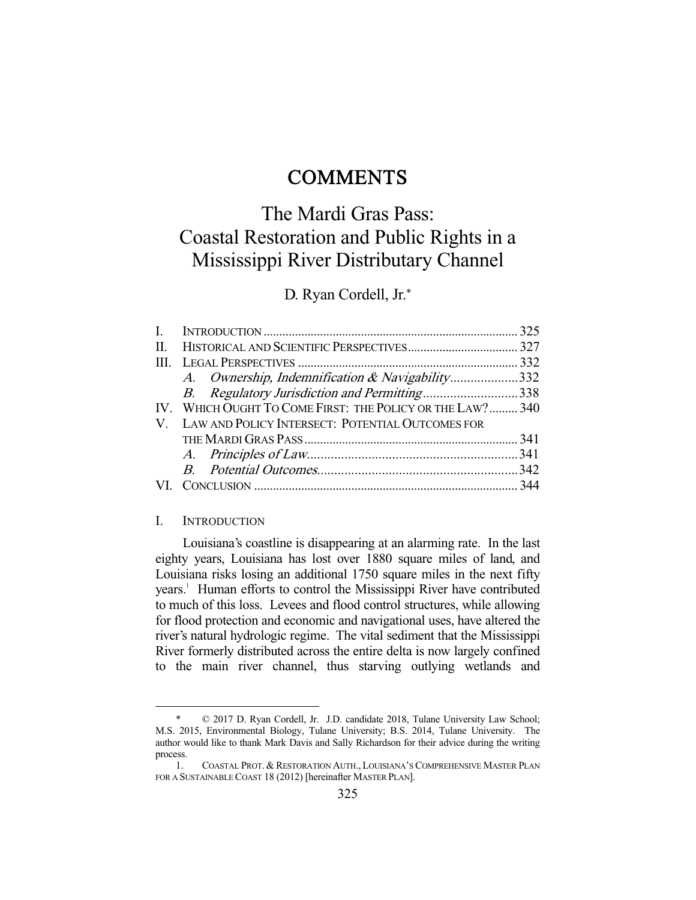# COMMENTS

# The Mardi Gras Pass: Coastal Restoration and Public Rights in a Mississippi River Distributary Channel

D. Ryan Cordell, Jr.*

| | | |
|---|---|---|
| I. | INTRODUCTION | 325 |
| II. | HISTORICAL AND SCIENTIFIC PERSPECTIVES | 327 |
| III. | LEGAL PERSPECTIVES | 332 |
| | *A. Ownership, Indemnification & Navigability* | 332 |
| | *B. Regulatory Jurisdiction and Permitting* | 338 |
| IV. | WHICH OUGHT TO COME FIRST: THE POLICY OR THE LAW? | 340 |
| V. | LAW AND POLICY INTERSECT: POTENTIAL OUTCOMES FOR THE MARDI GRAS PASS | 341 |
| | *A. Principles of Law* | 341 |
| | *B. Potential Outcomes* | 342 |
| VI. | CONCLUSION | 344 |

## I. INTRODUCTION

Louisiana's coastline is disappearing at an alarming rate. In the last eighty years, Louisiana has lost over 1880 square miles of land, and Louisiana risks losing an additional 1750 square miles in the next fifty years.[1] Human efforts to control the Mississippi River have contributed to much of this loss. Levees and flood control structures, while allowing for flood protection and economic and navigational uses, have altered the river's natural hydrologic regime. The vital sediment that the Mississippi River formerly distributed across the entire delta is now largely confined to the main river channel, thus starving outlying wetlands and

---

\* © 2017 D. Ryan Cordell, Jr. J.D. candidate 2018, Tulane University Law School; M.S. 2015, Environmental Biology, Tulane University; B.S. 2014, Tulane University. The author would like to thank Mark Davis and Sally Richardson for their advice during the writing process.

1. COASTAL PROT. & RESTORATION AUTH., LOUISIANA'S COMPREHENSIVE MASTER PLAN FOR A SUSTAINABLE COAST 18 (2012) [hereinafter MASTER PLAN].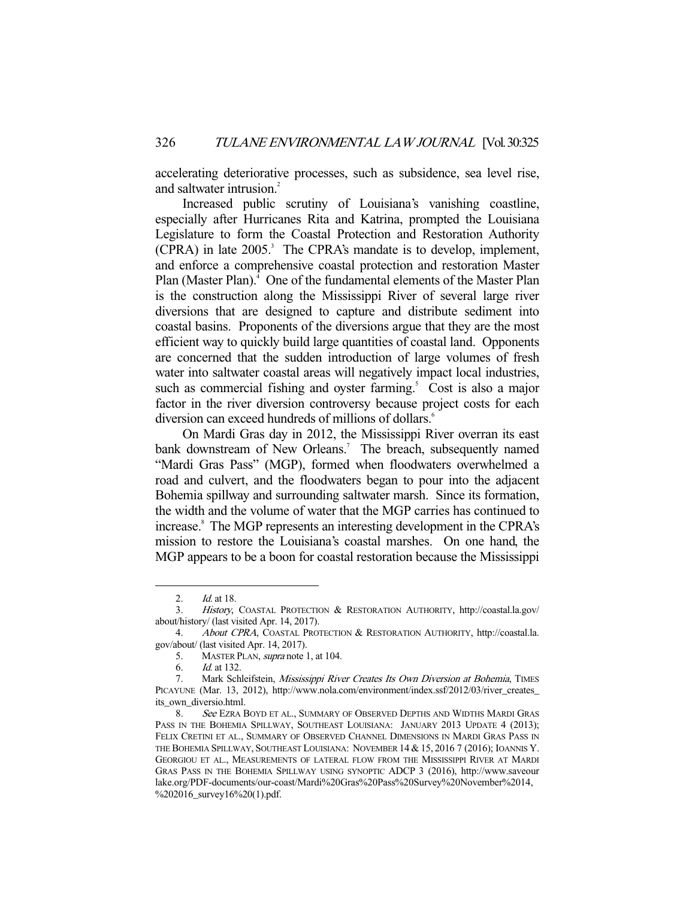accelerating deteriorative processes, such as subsidence, sea level rise, and saltwater intrusion.[2]

Increased public scrutiny of Louisiana's vanishing coastline, especially after Hurricanes Rita and Katrina, prompted the Louisiana Legislature to form the Coastal Protection and Restoration Authority (CPRA) in late 2005.[3] The CPRA's mandate is to develop, implement, and enforce a comprehensive coastal protection and restoration Master Plan (Master Plan).[4] One of the fundamental elements of the Master Plan is the construction along the Mississippi River of several large river diversions that are designed to capture and distribute sediment into coastal basins. Proponents of the diversions argue that they are the most efficient way to quickly build large quantities of coastal land. Opponents are concerned that the sudden introduction of large volumes of fresh water into saltwater coastal areas will negatively impact local industries, such as commercial fishing and oyster farming.[5] Cost is also a major factor in the river diversion controversy because project costs for each diversion can exceed hundreds of millions of dollars.[6]

On Mardi Gras day in 2012, the Mississippi River overran its east bank downstream of New Orleans.[7] The breach, subsequently named "Mardi Gras Pass" (MGP), formed when floodwaters overwhelmed a road and culvert, and the floodwaters began to pour into the adjacent Bohemia spillway and surrounding saltwater marsh. Since its formation, the width and the volume of water that the MGP carries has continued to increase.[8] The MGP represents an interesting development in the CPRA's mission to restore the Louisiana's coastal marshes. On one hand, the MGP appears to be a boon for coastal restoration because the Mississippi

---

2. *Id.* at 18.

3. *History*, COASTAL PROTECTION & RESTORATION AUTHORITY, http://coastal.la.gov/about/history/ (last visited Apr. 14, 2017).

4. *About CPRA*, COASTAL PROTECTION & RESTORATION AUTHORITY, http://coastal.la.gov/about/ (last visited Apr. 14, 2017).

5. MASTER PLAN, *supra* note 1, at 104.

6. *Id.* at 132.

7. Mark Schleifstein, *Mississippi River Creates Its Own Diversion at Bohemia*, TIMES PICAYUNE (Mar. 13, 2012), http://www.nola.com/environment/index.ssf/2012/03/river_creates_its_own_diversio.html.

8. *See* EZRA BOYD ET AL., SUMMARY OF OBSERVED DEPTHS AND WIDTHS MARDI GRAS PASS IN THE BOHEMIA SPILLWAY, SOUTHEAST LOUISIANA: JANUARY 2013 UPDATE 4 (2013); FELIX CRETINI ET AL., SUMMARY OF OBSERVED CHANNEL DIMENSIONS IN MARDI GRAS PASS IN THE BOHEMIA SPILLWAY, SOUTHEAST LOUISIANA: NOVEMBER 14 & 15, 2016 7 (2016); IOANNIS Y. GEORGIOU ET AL., MEASUREMENTS OF LATERAL FLOW FROM THE MISSISSIPPI RIVER AT MARDI GRAS PASS IN THE BOHEMIA SPILLWAY USING SYNOPTIC ADCP 3 (2016), http://www.saveourlake.org/PDF-documents/our-coast/Mardi%20Gras%20Pass%20Survey%20November%2014,%202016_survey16%20(1).pdf.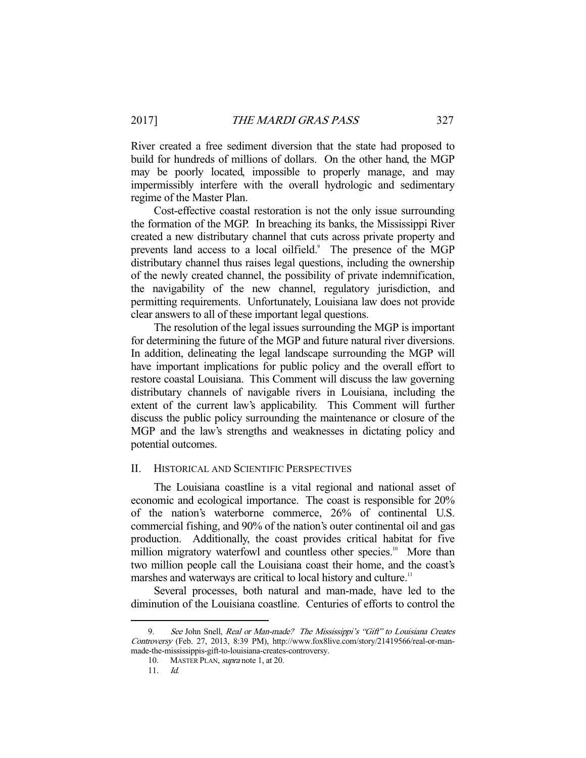River created a free sediment diversion that the state had proposed to build for hundreds of millions of dollars. On the other hand, the MGP may be poorly located, impossible to properly manage, and may impermissibly interfere with the overall hydrologic and sedimentary regime of the Master Plan.

Cost-effective coastal restoration is not the only issue surrounding the formation of the MGP. In breaching its banks, the Mississippi River created a new distributary channel that cuts across private property and prevents land access to a local oilfield.[9] The presence of the MGP distributary channel thus raises legal questions, including the ownership of the newly created channel, the possibility of private indemnification, the navigability of the new channel, regulatory jurisdiction, and permitting requirements. Unfortunately, Louisiana law does not provide clear answers to all of these important legal questions.

The resolution of the legal issues surrounding the MGP is important for determining the future of the MGP and future natural river diversions. In addition, delineating the legal landscape surrounding the MGP will have important implications for public policy and the overall effort to restore coastal Louisiana. This Comment will discuss the law governing distributary channels of navigable rivers in Louisiana, including the extent of the current law's applicability. This Comment will further discuss the public policy surrounding the maintenance or closure of the MGP and the law's strengths and weaknesses in dictating policy and potential outcomes.

## II. HISTORICAL AND SCIENTIFIC PERSPECTIVES

The Louisiana coastline is a vital regional and national asset of economic and ecological importance. The coast is responsible for 20% of the nation's waterborne commerce, 26% of continental U.S. commercial fishing, and 90% of the nation's outer continental oil and gas production. Additionally, the coast provides critical habitat for five million migratory waterfowl and countless other species.[10] More than two million people call the Louisiana coast their home, and the coast's marshes and waterways are critical to local history and culture.[11]

Several processes, both natural and man-made, have led to the diminution of the Louisiana coastline. Centuries of efforts to control the

---

9. *See* John Snell, *Real or Man-made? The Mississippi's "Gift" to Louisiana Creates Controversy* (Feb. 27, 2013, 8:39 PM), http://www.fox8live.com/story/21419566/real-or-man-made-the-mississippis-gift-to-louisiana-creates-controversy.

10. MASTER PLAN, *supra* note 1, at 20.

11. *Id.*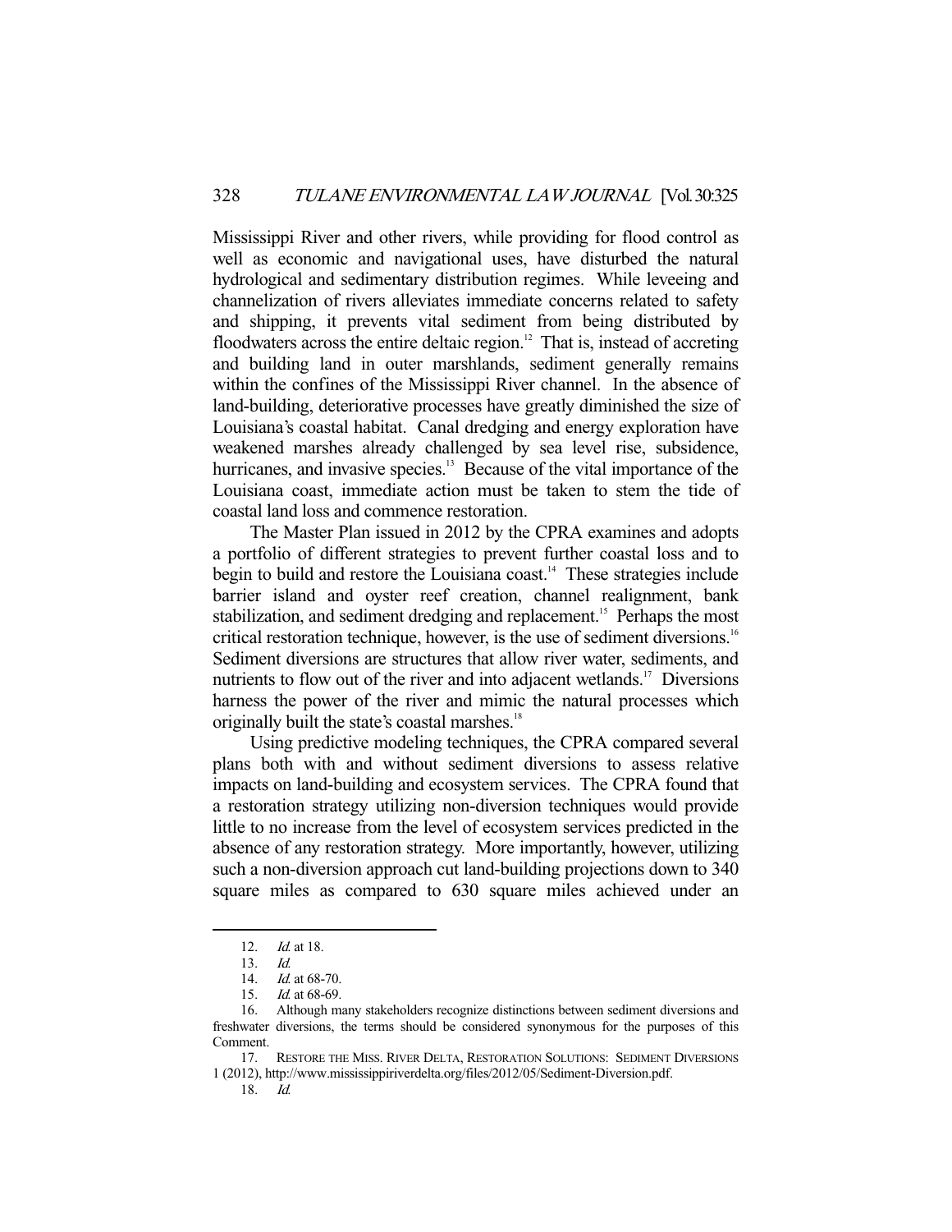Mississippi River and other rivers, while providing for flood control as well as economic and navigational uses, have disturbed the natural hydrological and sedimentary distribution regimes. While leveeing and channelization of rivers alleviates immediate concerns related to safety and shipping, it prevents vital sediment from being distributed by floodwaters across the entire deltaic region.[12] That is, instead of accreting and building land in outer marshlands, sediment generally remains within the confines of the Mississippi River channel. In the absence of land-building, deteriorative processes have greatly diminished the size of Louisiana's coastal habitat. Canal dredging and energy exploration have weakened marshes already challenged by sea level rise, subsidence, hurricanes, and invasive species.[13] Because of the vital importance of the Louisiana coast, immediate action must be taken to stem the tide of coastal land loss and commence restoration.

The Master Plan issued in 2012 by the CPRA examines and adopts a portfolio of different strategies to prevent further coastal loss and to begin to build and restore the Louisiana coast.[14] These strategies include barrier island and oyster reef creation, channel realignment, bank stabilization, and sediment dredging and replacement.[15] Perhaps the most critical restoration technique, however, is the use of sediment diversions.[16] Sediment diversions are structures that allow river water, sediments, and nutrients to flow out of the river and into adjacent wetlands.[17] Diversions harness the power of the river and mimic the natural processes which originally built the state's coastal marshes.[18]

Using predictive modeling techniques, the CPRA compared several plans both with and without sediment diversions to assess relative impacts on land-building and ecosystem services. The CPRA found that a restoration strategy utilizing non-diversion techniques would provide little to no increase from the level of ecosystem services predicted in the absence of any restoration strategy. More importantly, however, utilizing such a non-diversion approach cut land-building projections down to 340 square miles as compared to 630 square miles achieved under an

---

12. *Id.* at 18.

13. *Id.*

14. *Id.* at 68-70.

15. *Id.* at 68-69.

16. Although many stakeholders recognize distinctions between sediment diversions and freshwater diversions, the terms should be considered synonymous for the purposes of this Comment.

17. RESTORE THE MISS. RIVER DELTA, RESTORATION SOLUTIONS: SEDIMENT DIVERSIONS 1 (2012), http://www.mississippiriverdelta.org/files/2012/05/Sediment-Diversion.pdf.

18. *Id.*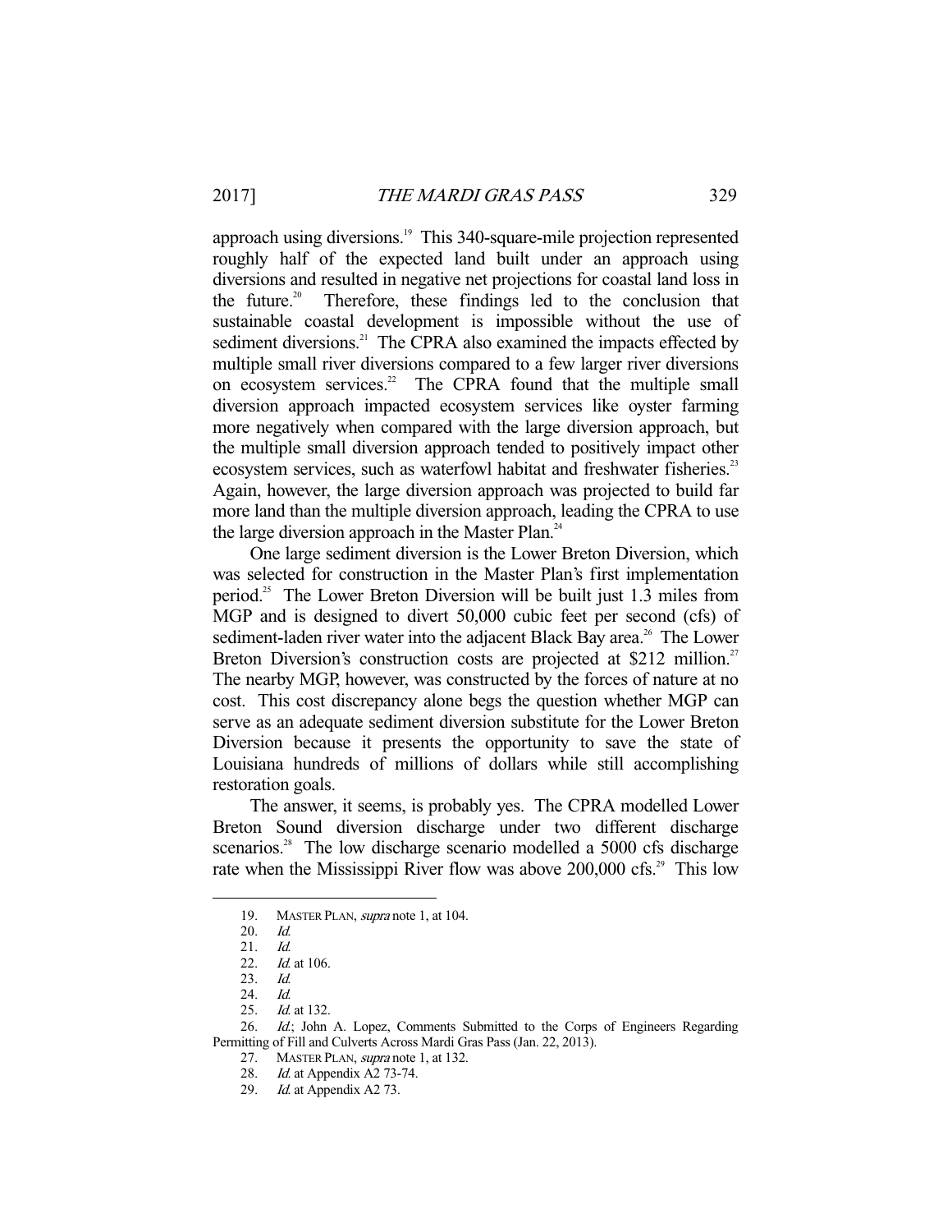approach using diversions.[19] This 340-square-mile projection represented roughly half of the expected land built under an approach using diversions and resulted in negative net projections for coastal land loss in the future.[20] Therefore, these findings led to the conclusion that sustainable coastal development is impossible without the use of sediment diversions.[21] The CPRA also examined the impacts effected by multiple small river diversions compared to a few larger river diversions on ecosystem services.[22] The CPRA found that the multiple small diversion approach impacted ecosystem services like oyster farming more negatively when compared with the large diversion approach, but the multiple small diversion approach tended to positively impact other ecosystem services, such as waterfowl habitat and freshwater fisheries.[23] Again, however, the large diversion approach was projected to build far more land than the multiple diversion approach, leading the CPRA to use the large diversion approach in the Master Plan.[24]

One large sediment diversion is the Lower Breton Diversion, which was selected for construction in the Master Plan's first implementation period.[25] The Lower Breton Diversion will be built just 1.3 miles from MGP and is designed to divert 50,000 cubic feet per second (cfs) of sediment-laden river water into the adjacent Black Bay area.[26] The Lower Breton Diversion's construction costs are projected at $212 million.[27] The nearby MGP, however, was constructed by the forces of nature at no cost. This cost discrepancy alone begs the question whether MGP can serve as an adequate sediment diversion substitute for the Lower Breton Diversion because it presents the opportunity to save the state of Louisiana hundreds of millions of dollars while still accomplishing restoration goals.

The answer, it seems, is probably yes. The CPRA modelled Lower Breton Sound diversion discharge under two different discharge scenarios.[28] The low discharge scenario modelled a 5000 cfs discharge rate when the Mississippi River flow was above 200,000 cfs.[29] This low

---

19. MASTER PLAN, *supra* note 1, at 104.
20. *Id.*
21. *Id.*
22. *Id.* at 106.
23. *Id.*
24. *Id.*
25. *Id.* at 132.
26. *Id.*; John A. Lopez, Comments Submitted to the Corps of Engineers Regarding Permitting of Fill and Culverts Across Mardi Gras Pass (Jan. 22, 2013).
27. MASTER PLAN, *supra* note 1, at 132.
28. *Id.* at Appendix A2 73-74.
29. *Id.* at Appendix A2 73.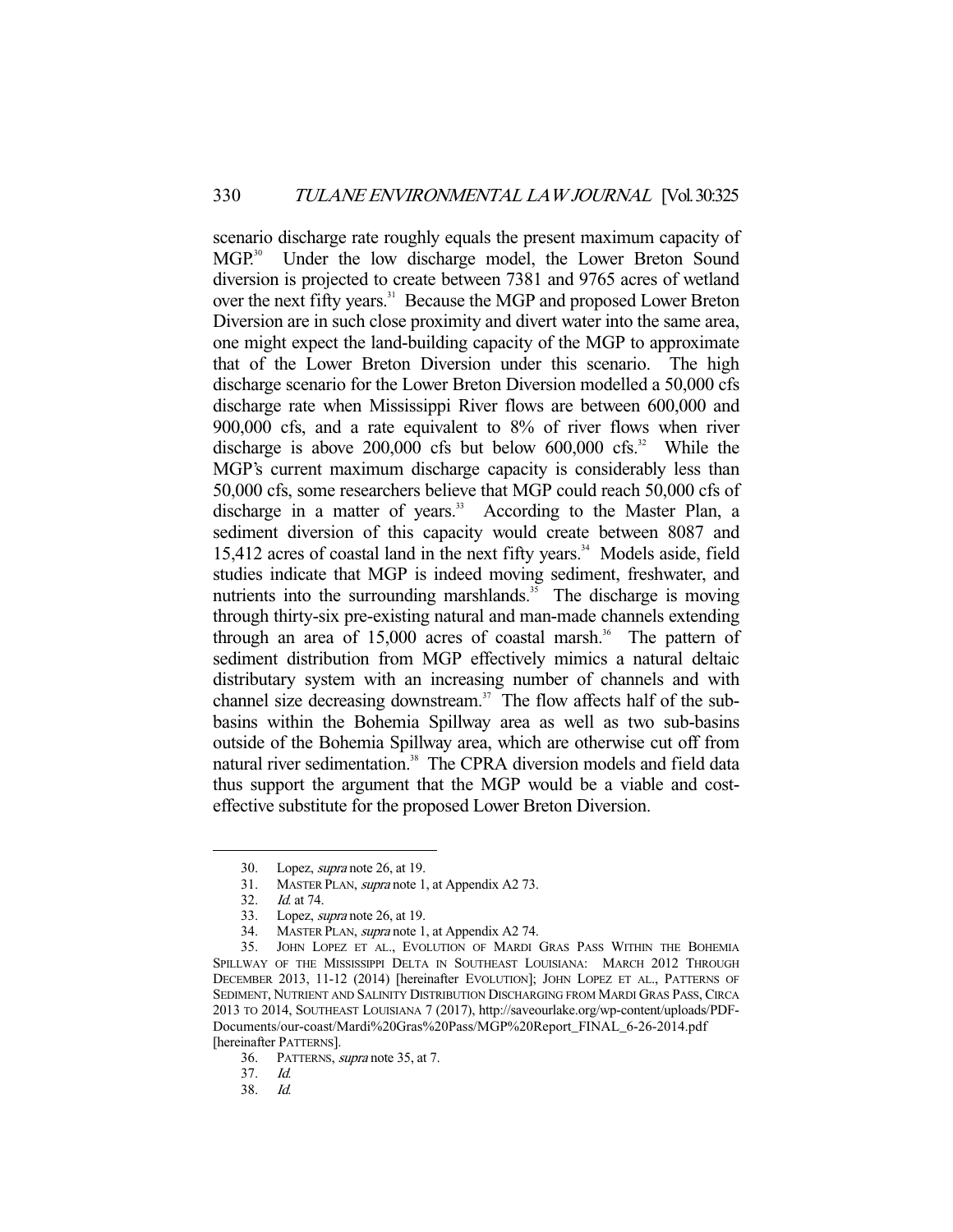scenario discharge rate roughly equals the present maximum capacity of MGP.[30] Under the low discharge model, the Lower Breton Sound diversion is projected to create between 7381 and 9765 acres of wetland over the next fifty years.[31] Because the MGP and proposed Lower Breton Diversion are in such close proximity and divert water into the same area, one might expect the land-building capacity of the MGP to approximate that of the Lower Breton Diversion under this scenario. The high discharge scenario for the Lower Breton Diversion modelled a 50,000 cfs discharge rate when Mississippi River flows are between 600,000 and 900,000 cfs, and a rate equivalent to 8% of river flows when river discharge is above 200,000 cfs but below 600,000 cfs.[32] While the MGP's current maximum discharge capacity is considerably less than 50,000 cfs, some researchers believe that MGP could reach 50,000 cfs of discharge in a matter of years.[33] According to the Master Plan, a sediment diversion of this capacity would create between 8087 and 15,412 acres of coastal land in the next fifty years.[34] Models aside, field studies indicate that MGP is indeed moving sediment, freshwater, and nutrients into the surrounding marshlands.[35] The discharge is moving through thirty-six pre-existing natural and man-made channels extending through an area of 15,000 acres of coastal marsh.[36] The pattern of sediment distribution from MGP effectively mimics a natural deltaic distributary system with an increasing number of channels and with channel size decreasing downstream.[37] The flow affects half of the sub-basins within the Bohemia Spillway area as well as two sub-basins outside of the Bohemia Spillway area, which are otherwise cut off from natural river sedimentation.[38] The CPRA diversion models and field data thus support the argument that the MGP would be a viable and cost-effective substitute for the proposed Lower Breton Diversion.

---

30. Lopez, *supra* note 26, at 19.

31. MASTER PLAN, *supra* note 1, at Appendix A2 73.

32. *Id.* at 74.

33. Lopez, *supra* note 26, at 19.

34. MASTER PLAN, *supra* note 1, at Appendix A2 74.

35. JOHN LOPEZ ET AL., EVOLUTION OF MARDI GRAS PASS WITHIN THE BOHEMIA SPILLWAY OF THE MISSISSIPPI DELTA IN SOUTHEAST LOUISIANA: MARCH 2012 THROUGH DECEMBER 2013, 11-12 (2014) [hereinafter EVOLUTION]; JOHN LOPEZ ET AL., PATTERNS OF SEDIMENT, NUTRIENT AND SALINITY DISTRIBUTION DISCHARGING FROM MARDI GRAS PASS, CIRCA 2013 TO 2014, SOUTHEAST LOUISIANA 7 (2017), http://saveourlake.org/wp-content/uploads/PDF-Documents/our-coast/Mardi%20Gras%20Pass/MGP%20Report_FINAL_6-26-2014.pdf [hereinafter PATTERNS].

36. PATTERNS, *supra* note 35, at 7.

37. *Id.*

38. *Id.*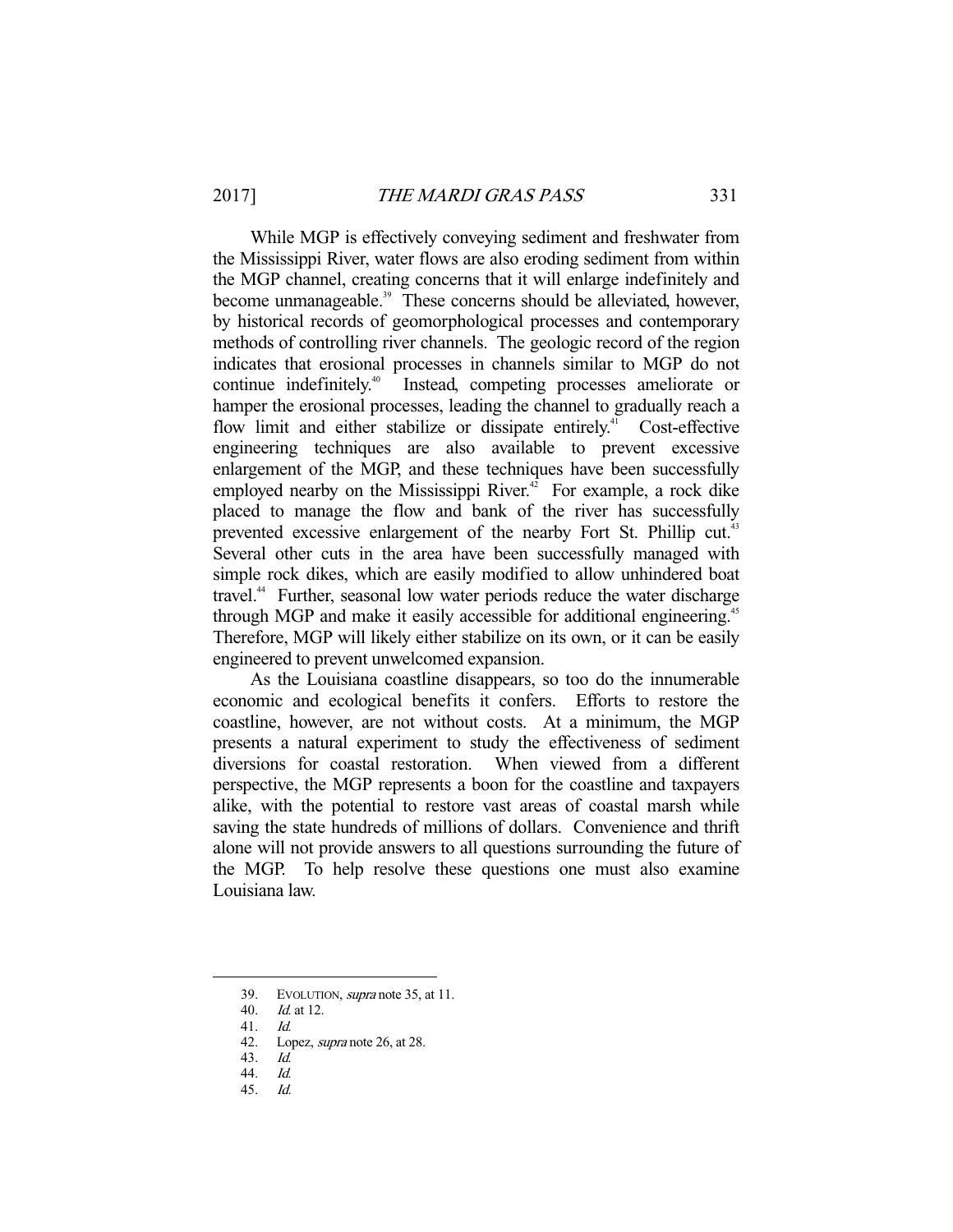While MGP is effectively conveying sediment and freshwater from the Mississippi River, water flows are also eroding sediment from within the MGP channel, creating concerns that it will enlarge indefinitely and become unmanageable.[39] These concerns should be alleviated, however, by historical records of geomorphological processes and contemporary methods of controlling river channels. The geologic record of the region indicates that erosional processes in channels similar to MGP do not continue indefinitely.[40] Instead, competing processes ameliorate or hamper the erosional processes, leading the channel to gradually reach a flow limit and either stabilize or dissipate entirely.[41] Cost-effective engineering techniques are also available to prevent excessive enlargement of the MGP, and these techniques have been successfully employed nearby on the Mississippi River.[42] For example, a rock dike placed to manage the flow and bank of the river has successfully prevented excessive enlargement of the nearby Fort St. Phillip cut.[43] Several other cuts in the area have been successfully managed with simple rock dikes, which are easily modified to allow unhindered boat travel.[44] Further, seasonal low water periods reduce the water discharge through MGP and make it easily accessible for additional engineering.[45] Therefore, MGP will likely either stabilize on its own, or it can be easily engineered to prevent unwelcomed expansion.

As the Louisiana coastline disappears, so too do the innumerable economic and ecological benefits it confers. Efforts to restore the coastline, however, are not without costs. At a minimum, the MGP presents a natural experiment to study the effectiveness of sediment diversions for coastal restoration. When viewed from a different perspective, the MGP represents a boon for the coastline and taxpayers alike, with the potential to restore vast areas of coastal marsh while saving the state hundreds of millions of dollars. Convenience and thrift alone will not provide answers to all questions surrounding the future of the MGP. To help resolve these questions one must also examine Louisiana law.

---

39. EVOLUTION, *supra* note 35, at 11.
40. *Id.* at 12.
41. *Id.*
42. Lopez, *supra* note 26, at 28.
43. *Id.*
44. *Id.*
45. *Id.*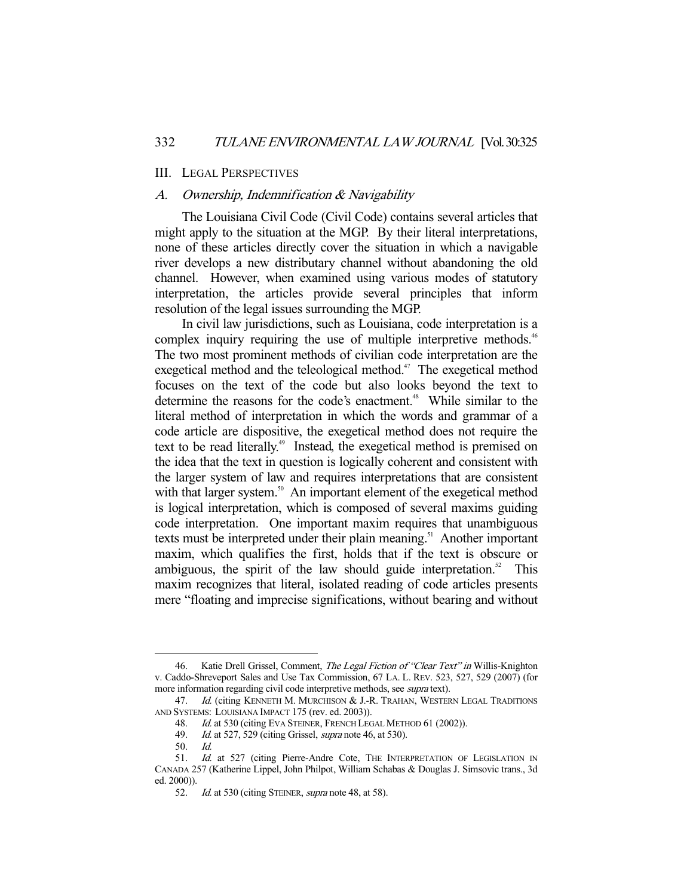## III. Legal Perspectives

### *A. Ownership, Indemnification & Navigability*

The Louisiana Civil Code (Civil Code) contains several articles that might apply to the situation at the MGP. By their literal interpretations, none of these articles directly cover the situation in which a navigable river develops a new distributary channel without abandoning the old channel. However, when examined using various modes of statutory interpretation, the articles provide several principles that inform resolution of the legal issues surrounding the MGP.

In civil law jurisdictions, such as Louisiana, code interpretation is a complex inquiry requiring the use of multiple interpretive methods.[46] The two most prominent methods of civilian code interpretation are the exegetical method and the teleological method.[47] The exegetical method focuses on the text of the code but also looks beyond the text to determine the reasons for the code's enactment.[48] While similar to the literal method of interpretation in which the words and grammar of a code article are dispositive, the exegetical method does not require the text to be read literally.[49] Instead, the exegetical method is premised on the idea that the text in question is logically coherent and consistent with the larger system of law and requires interpretations that are consistent with that larger system.[50] An important element of the exegetical method is logical interpretation, which is composed of several maxims guiding code interpretation. One important maxim requires that unambiguous texts must be interpreted under their plain meaning.[51] Another important maxim, which qualifies the first, holds that if the text is obscure or ambiguous, the spirit of the law should guide interpretation.[52] This maxim recognizes that literal, isolated reading of code articles presents mere "floating and imprecise significations, without bearing and without

---

46. Katie Drell Grissel, Comment, *The Legal Fiction of "Clear Text" in* Willis-Knighton v. Caddo-Shreveport Sales and Use Tax Commission, 67 LA. L. REV. 523, 527, 529 (2007) (for more information regarding civil code interpretive methods, see *supra* text).

47. *Id.* (citing KENNETH M. MURCHISON & J.-R. TRAHAN, WESTERN LEGAL TRADITIONS AND SYSTEMS: LOUISIANA IMPACT 175 (rev. ed. 2003)).

48. *Id.* at 530 (citing EVA STEINER, FRENCH LEGAL METHOD 61 (2002)).

49. *Id.* at 527, 529 (citing Grissel, *supra* note 46, at 530).

50. *Id.*

51. *Id.* at 527 (citing Pierre-Andre Cote, THE INTERPRETATION OF LEGISLATION IN CANADA 257 (Katherine Lippel, John Philpot, William Schabas & Douglas J. Simsovic trans., 3d ed. 2000)).

52. *Id.* at 530 (citing STEINER, *supra* note 48, at 58).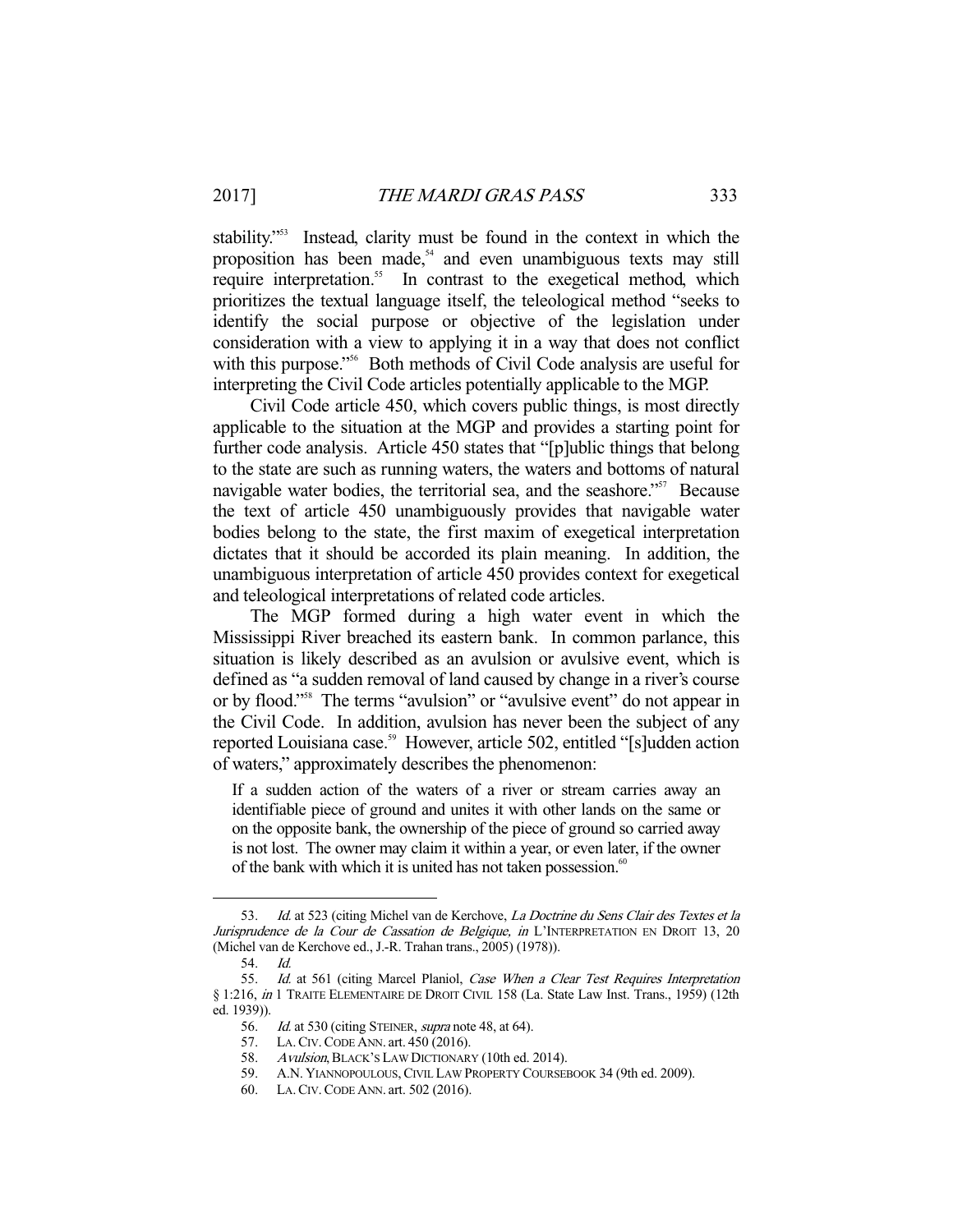stability."[53] Instead, clarity must be found in the context in which the proposition has been made,[54] and even unambiguous texts may still require interpretation.[55] In contrast to the exegetical method, which prioritizes the textual language itself, the teleological method "seeks to identify the social purpose or objective of the legislation under consideration with a view to applying it in a way that does not conflict with this purpose."[56] Both methods of Civil Code analysis are useful for interpreting the Civil Code articles potentially applicable to the MGP.

Civil Code article 450, which covers public things, is most directly applicable to the situation at the MGP and provides a starting point for further code analysis. Article 450 states that "[p]ublic things that belong to the state are such as running waters, the waters and bottoms of natural navigable water bodies, the territorial sea, and the seashore."[57] Because the text of article 450 unambiguously provides that navigable water bodies belong to the state, the first maxim of exegetical interpretation dictates that it should be accorded its plain meaning. In addition, the unambiguous interpretation of article 450 provides context for exegetical and teleological interpretations of related code articles.

The MGP formed during a high water event in which the Mississippi River breached its eastern bank. In common parlance, this situation is likely described as an avulsion or avulsive event, which is defined as "a sudden removal of land caused by change in a river's course or by flood."[58] The terms "avulsion" or "avulsive event" do not appear in the Civil Code. In addition, avulsion has never been the subject of any reported Louisiana case.[59] However, article 502, entitled "[s]udden action of waters," approximately describes the phenomenon:

> If a sudden action of the waters of a river or stream carries away an identifiable piece of ground and unites it with other lands on the same or on the opposite bank, the ownership of the piece of ground so carried away is not lost. The owner may claim it within a year, or even later, if the owner of the bank with which it is united has not taken possession.[60]

---

53. *Id.* at 523 (citing Michel van de Kerchove, *La Doctrine du Sens Clair des Textes et la Jurisprudence de la Cour de Cassation de Belgique, in* L'INTERPRETATION EN DROIT 13, 20 (Michel van de Kerchove ed., J.-R. Trahan trans., 2005) (1978)).

54. *Id.*

55. *Id.* at 561 (citing Marcel Planiol, *Case When a Clear Test Requires Interpretation* § 1:216, *in* 1 TRAITE ELEMENTAIRE DE DROIT CIVIL 158 (La. State Law Inst. Trans., 1959) (12th ed. 1939)).

56. *Id.* at 530 (citing STEINER, *supra* note 48, at 64).

57. LA. CIV. CODE ANN. art. 450 (2016).

58. *Avulsion*, BLACK'S LAW DICTIONARY (10th ed. 2014).

59. A.N. YIANNOPOULOUS, CIVIL LAW PROPERTY COURSEBOOK 34 (9th ed. 2009).

60. LA. CIV. CODE ANN. art. 502 (2016).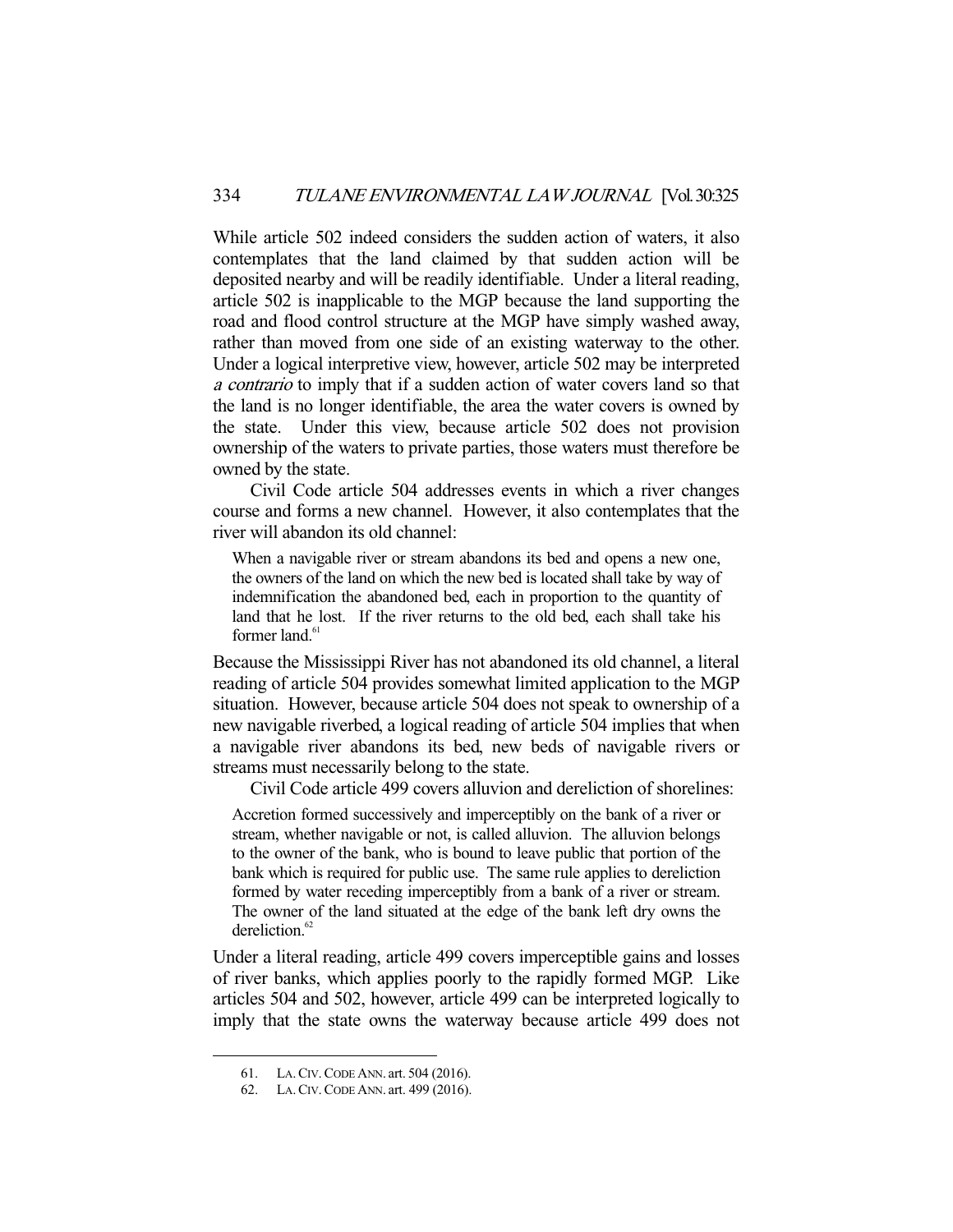While article 502 indeed considers the sudden action of waters, it also contemplates that the land claimed by that sudden action will be deposited nearby and will be readily identifiable. Under a literal reading, article 502 is inapplicable to the MGP because the land supporting the road and flood control structure at the MGP have simply washed away, rather than moved from one side of an existing waterway to the other. Under a logical interpretive view, however, article 502 may be interpreted *a contrario* to imply that if a sudden action of water covers land so that the land is no longer identifiable, the area the water covers is owned by the state. Under this view, because article 502 does not provision ownership of the waters to private parties, those waters must therefore be owned by the state.

Civil Code article 504 addresses events in which a river changes course and forms a new channel. However, it also contemplates that the river will abandon its old channel:

> When a navigable river or stream abandons its bed and opens a new one, the owners of the land on which the new bed is located shall take by way of indemnification the abandoned bed, each in proportion to the quantity of land that he lost. If the river returns to the old bed, each shall take his former land.[61]

Because the Mississippi River has not abandoned its old channel, a literal reading of article 504 provides somewhat limited application to the MGP situation. However, because article 504 does not speak to ownership of a new navigable riverbed, a logical reading of article 504 implies that when a navigable river abandons its bed, new beds of navigable rivers or streams must necessarily belong to the state.

Civil Code article 499 covers alluvion and dereliction of shorelines:

> Accretion formed successively and imperceptibly on the bank of a river or stream, whether navigable or not, is called alluvion. The alluvion belongs to the owner of the bank, who is bound to leave public that portion of the bank which is required for public use. The same rule applies to dereliction formed by water receding imperceptibly from a bank of a river or stream. The owner of the land situated at the edge of the bank left dry owns the dereliction.[62]

Under a literal reading, article 499 covers imperceptible gains and losses of river banks, which applies poorly to the rapidly formed MGP. Like articles 504 and 502, however, article 499 can be interpreted logically to imply that the state owns the waterway because article 499 does not

---

61. LA. CIV. CODE ANN. art. 504 (2016).

62. LA. CIV. CODE ANN. art. 499 (2016).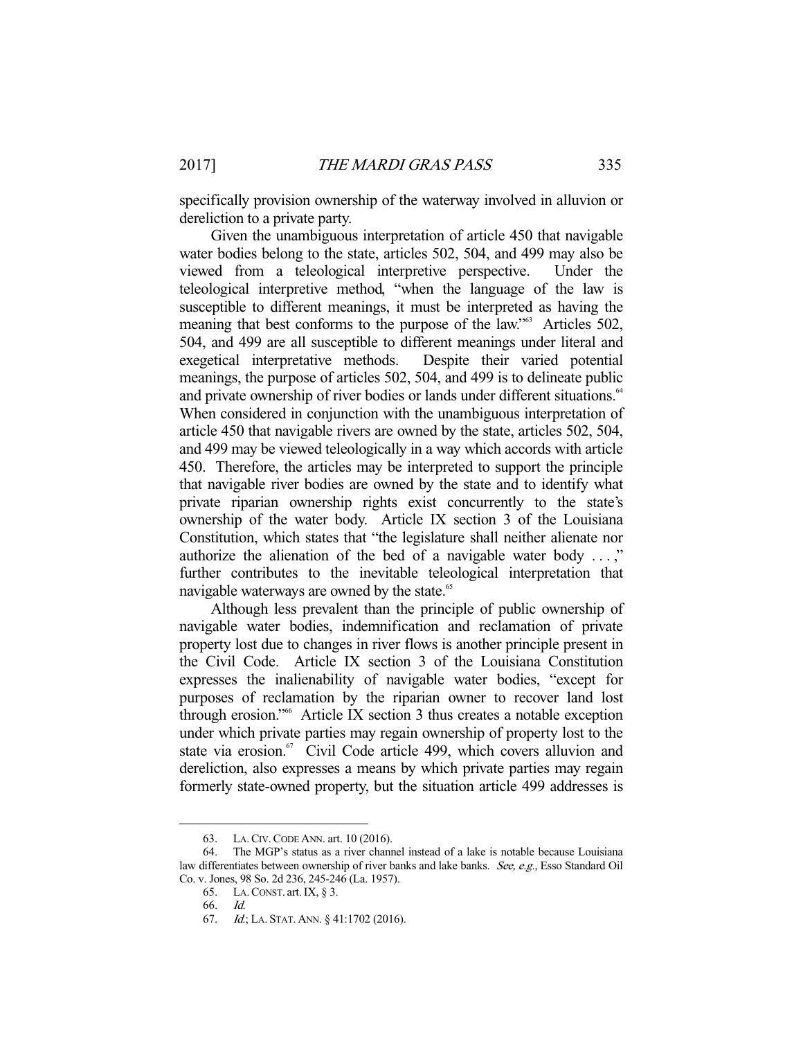specifically provision ownership of the waterway involved in alluvion or dereliction to a private party.

Given the unambiguous interpretation of article 450 that navigable water bodies belong to the state, articles 502, 504, and 499 may also be viewed from a teleological interpretive perspective. Under the teleological interpretive method, "when the language of the law is susceptible to different meanings, it must be interpreted as having the meaning that best conforms to the purpose of the law."[63] Articles 502, 504, and 499 are all susceptible to different meanings under literal and exegetical interpretative methods. Despite their varied potential meanings, the purpose of articles 502, 504, and 499 is to delineate public and private ownership of river bodies or lands under different situations.[64] When considered in conjunction with the unambiguous interpretation of article 450 that navigable rivers are owned by the state, articles 502, 504, and 499 may be viewed teleologically in a way which accords with article 450. Therefore, the articles may be interpreted to support the principle that navigable river bodies are owned by the state and to identify what private riparian ownership rights exist concurrently to the state's ownership of the water body. Article IX section 3 of the Louisiana Constitution, which states that "the legislature shall neither alienate nor authorize the alienation of the bed of a navigable water body . . . ," further contributes to the inevitable teleological interpretation that navigable waterways are owned by the state.[65]

Although less prevalent than the principle of public ownership of navigable water bodies, indemnification and reclamation of private property lost due to changes in river flows is another principle present in the Civil Code. Article IX section 3 of the Louisiana Constitution expresses the inalienability of navigable water bodies, "except for purposes of reclamation by the riparian owner to recover land lost through erosion."[66] Article IX section 3 thus creates a notable exception under which private parties may regain ownership of property lost to the state via erosion.[67] Civil Code article 499, which covers alluvion and dereliction, also expresses a means by which private parties may regain formerly state-owned property, but the situation article 499 addresses is

---

63. LA. CIV. CODE ANN. art. 10 (2016).

64. The MGP's status as a river channel instead of a lake is notable because Louisiana law differentiates between ownership of river banks and lake banks. *See, e.g.,* Esso Standard Oil Co. v. Jones, 98 So. 2d 236, 245-246 (La. 1957).

65. LA. CONST. art. IX, § 3.

66. *Id.*

67. *Id.*; LA. STAT. ANN. § 41:1702 (2016).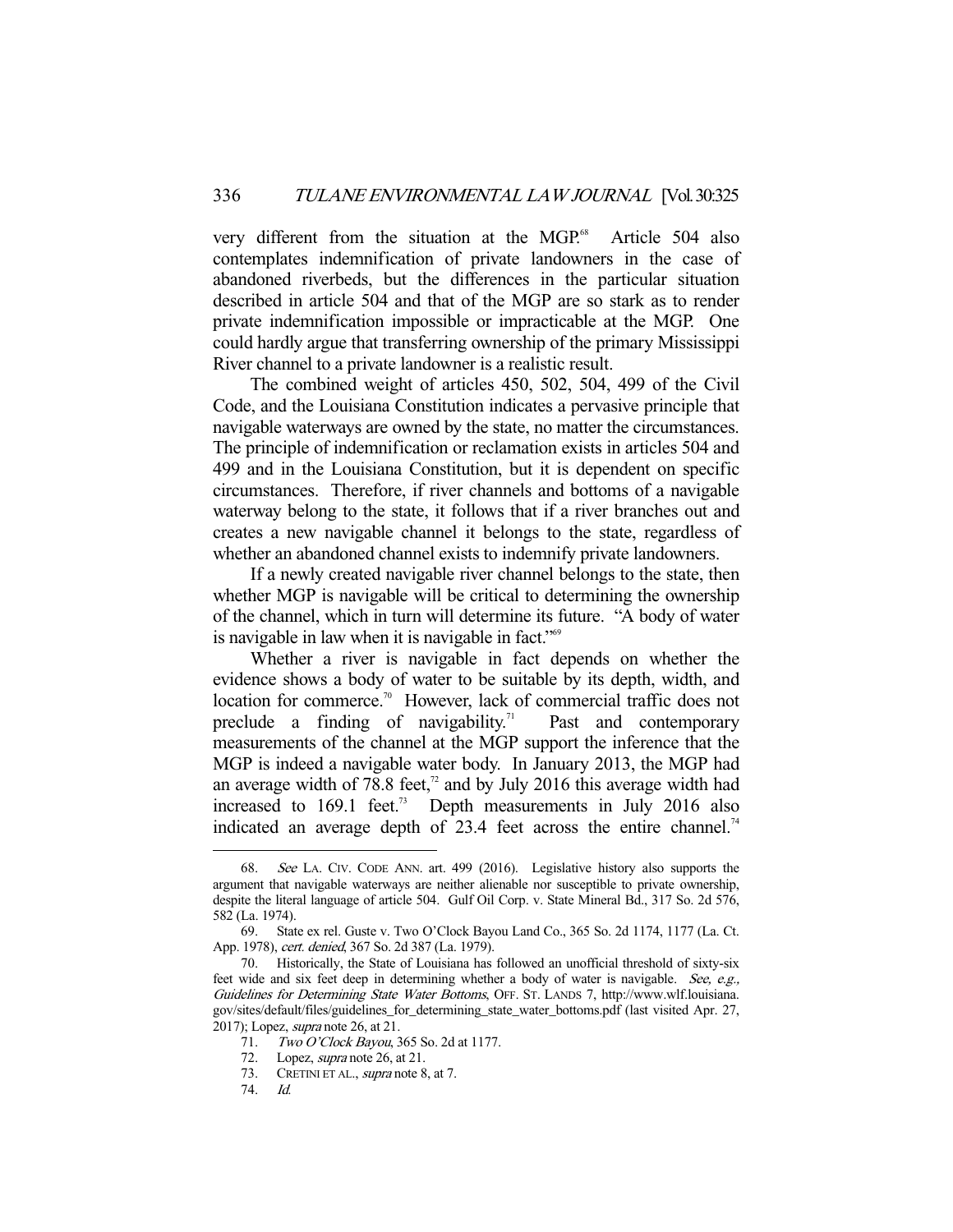very different from the situation at the MGP.[68] Article 504 also contemplates indemnification of private landowners in the case of abandoned riverbeds, but the differences in the particular situation described in article 504 and that of the MGP are so stark as to render private indemnification impossible or impracticable at the MGP. One could hardly argue that transferring ownership of the primary Mississippi River channel to a private landowner is a realistic result.

The combined weight of articles 450, 502, 504, 499 of the Civil Code, and the Louisiana Constitution indicates a pervasive principle that navigable waterways are owned by the state, no matter the circumstances. The principle of indemnification or reclamation exists in articles 504 and 499 and in the Louisiana Constitution, but it is dependent on specific circumstances. Therefore, if river channels and bottoms of a navigable waterway belong to the state, it follows that if a river branches out and creates a new navigable channel it belongs to the state, regardless of whether an abandoned channel exists to indemnify private landowners.

If a newly created navigable river channel belongs to the state, then whether MGP is navigable will be critical to determining the ownership of the channel, which in turn will determine its future. "A body of water is navigable in law when it is navigable in fact."[69]

Whether a river is navigable in fact depends on whether the evidence shows a body of water to be suitable by its depth, width, and location for commerce.[70] However, lack of commercial traffic does not preclude a finding of navigability.[71] Past and contemporary measurements of the channel at the MGP support the inference that the MGP is indeed a navigable water body. In January 2013, the MGP had an average width of 78.8 feet,[72] and by July 2016 this average width had increased to 169.1 feet.[73] Depth measurements in July 2016 also indicated an average depth of 23.4 feet across the entire channel.[74]

---

68. *See* LA. CIV. CODE ANN. art. 499 (2016). Legislative history also supports the argument that navigable waterways are neither alienable nor susceptible to private ownership, despite the literal language of article 504. Gulf Oil Corp. v. State Mineral Bd., 317 So. 2d 576, 582 (La. 1974).

69. State ex rel. Guste v. Two O'Clock Bayou Land Co., 365 So. 2d 1174, 1177 (La. Ct. App. 1978), *cert. denied*, 367 So. 2d 387 (La. 1979).

70. Historically, the State of Louisiana has followed an unofficial threshold of sixty-six feet wide and six feet deep in determining whether a body of water is navigable. *See, e.g.*, *Guidelines for Determining State Water Bottoms*, OFF. ST. LANDS 7, http://www.wlf.louisiana.gov/sites/default/files/guidelines_for_determining_state_water_bottoms.pdf (last visited Apr. 27, 2017); Lopez, *supra* note 26, at 21.

71. *Two O'Clock Bayou*, 365 So. 2d at 1177.

72. Lopez, *supra* note 26, at 21.

73. CRETINI ET AL., *supra* note 8, at 7.

74. *Id.*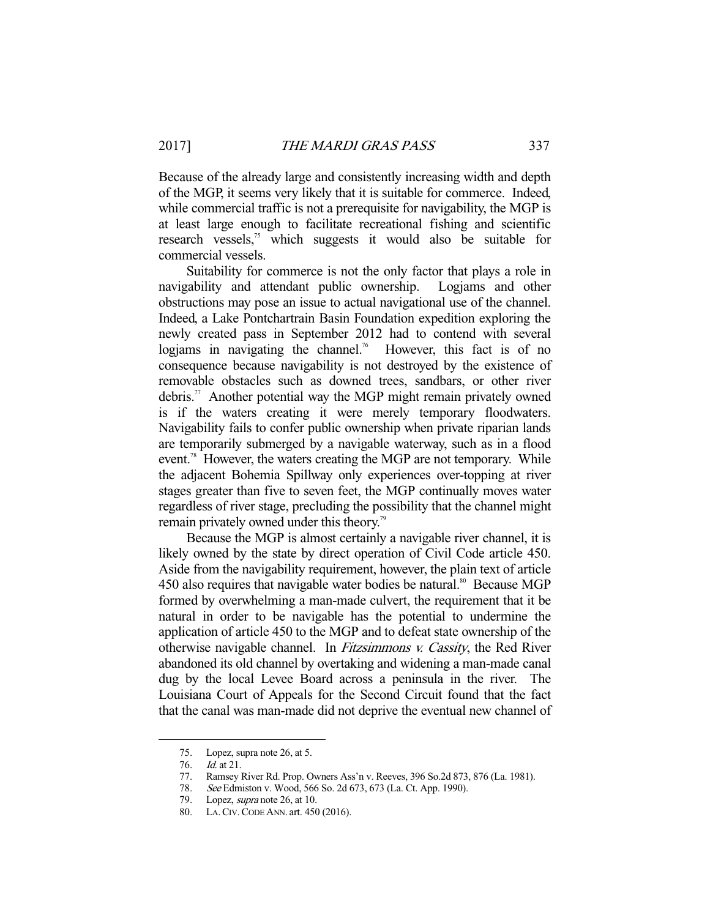Because of the already large and consistently increasing width and depth of the MGP, it seems very likely that it is suitable for commerce. Indeed, while commercial traffic is not a prerequisite for navigability, the MGP is at least large enough to facilitate recreational fishing and scientific research vessels,[75] which suggests it would also be suitable for commercial vessels.

Suitability for commerce is not the only factor that plays a role in navigability and attendant public ownership. Logjams and other obstructions may pose an issue to actual navigational use of the channel. Indeed, a Lake Pontchartrain Basin Foundation expedition exploring the newly created pass in September 2012 had to contend with several logjams in navigating the channel.[76] However, this fact is of no consequence because navigability is not destroyed by the existence of removable obstacles such as downed trees, sandbars, or other river debris.[77] Another potential way the MGP might remain privately owned is if the waters creating it were merely temporary floodwaters. Navigability fails to confer public ownership when private riparian lands are temporarily submerged by a navigable waterway, such as in a flood event.[78] However, the waters creating the MGP are not temporary. While the adjacent Bohemia Spillway only experiences over-topping at river stages greater than five to seven feet, the MGP continually moves water regardless of river stage, precluding the possibility that the channel might remain privately owned under this theory.[79]

Because the MGP is almost certainly a navigable river channel, it is likely owned by the state by direct operation of Civil Code article 450. Aside from the navigability requirement, however, the plain text of article 450 also requires that navigable water bodies be natural.[80] Because MGP formed by overwhelming a man-made culvert, the requirement that it be natural in order to be navigable has the potential to undermine the application of article 450 to the MGP and to defeat state ownership of the otherwise navigable channel. In *Fitzsimmons v. Cassity*, the Red River abandoned its old channel by overtaking and widening a man-made canal dug by the local Levee Board across a peninsula in the river. The Louisiana Court of Appeals for the Second Circuit found that the fact that the canal was man-made did not deprive the eventual new channel of

---

75. Lopez, supra note 26, at 5.

76. *Id.* at 21.

77. Ramsey River Rd. Prop. Owners Ass'n v. Reeves, 396 So.2d 873, 876 (La. 1981).

78. *See* Edmiston v. Wood, 566 So. 2d 673, 673 (La. Ct. App. 1990).

79. Lopez, *supra* note 26, at 10.

80. LA. CIV. CODE ANN. art. 450 (2016).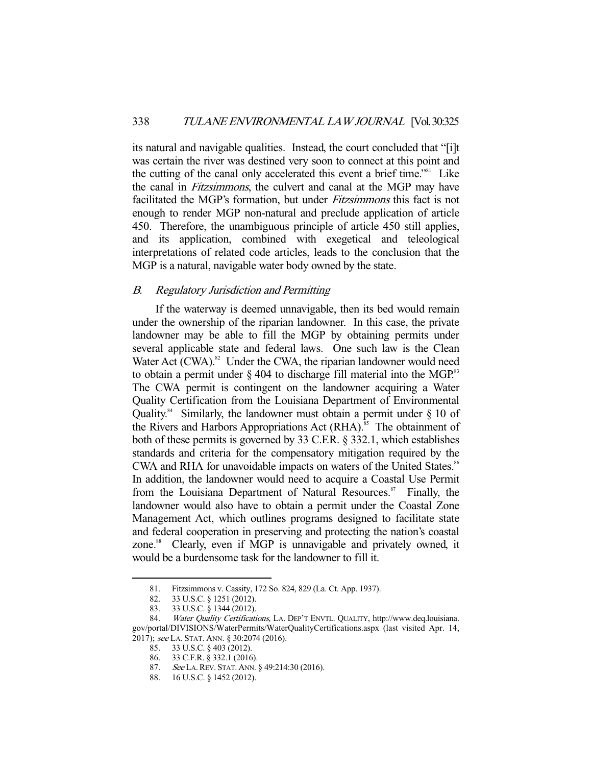its natural and navigable qualities. Instead, the court concluded that "[i]t was certain the river was destined very soon to connect at this point and the cutting of the canal only accelerated this event a brief time."[81] Like the canal in *Fitzsimmons*, the culvert and canal at the MGP may have facilitated the MGP's formation, but under *Fitzsimmons* this fact is not enough to render MGP non-natural and preclude application of article 450. Therefore, the unambiguous principle of article 450 still applies, and its application, combined with exegetical and teleological interpretations of related code articles, leads to the conclusion that the MGP is a natural, navigable water body owned by the state.

### *B. Regulatory Jurisdiction and Permitting*

If the waterway is deemed unnavigable, then its bed would remain under the ownership of the riparian landowner. In this case, the private landowner may be able to fill the MGP by obtaining permits under several applicable state and federal laws. One such law is the Clean Water Act (CWA).[82] Under the CWA, the riparian landowner would need to obtain a permit under § 404 to discharge fill material into the MGP.[83] The CWA permit is contingent on the landowner acquiring a Water Quality Certification from the Louisiana Department of Environmental Quality.[84] Similarly, the landowner must obtain a permit under § 10 of the Rivers and Harbors Appropriations Act (RHA).[85] The obtainment of both of these permits is governed by 33 C.F.R. § 332.1, which establishes standards and criteria for the compensatory mitigation required by the CWA and RHA for unavoidable impacts on waters of the United States.[86] In addition, the landowner would need to acquire a Coastal Use Permit from the Louisiana Department of Natural Resources.[87] Finally, the landowner would also have to obtain a permit under the Coastal Zone Management Act, which outlines programs designed to facilitate state and federal cooperation in preserving and protecting the nation's coastal zone.[88] Clearly, even if MGP is unnavigable and privately owned, it would be a burdensome task for the landowner to fill it.

---

81. Fitzsimmons v. Cassity, 172 So. 824, 829 (La. Ct. App. 1937).
82. 33 U.S.C. § 1251 (2012).
83. 33 U.S.C. § 1344 (2012).
84. *Water Quality Certifications*, LA. DEP'T ENVTL. QUALITY, http://www.deq.louisiana.gov/portal/DIVISIONS/WaterPermits/WaterQualityCertifications.aspx (last visited Apr. 14, 2017); *see* LA. STAT. ANN. § 30:2074 (2016).
85. 33 U.S.C. § 403 (2012).
86. 33 C.F.R. § 332.1 (2016).
87. *See* LA. REV. STAT. ANN. § 49:214:30 (2016).
88. 16 U.S.C. § 1452 (2012).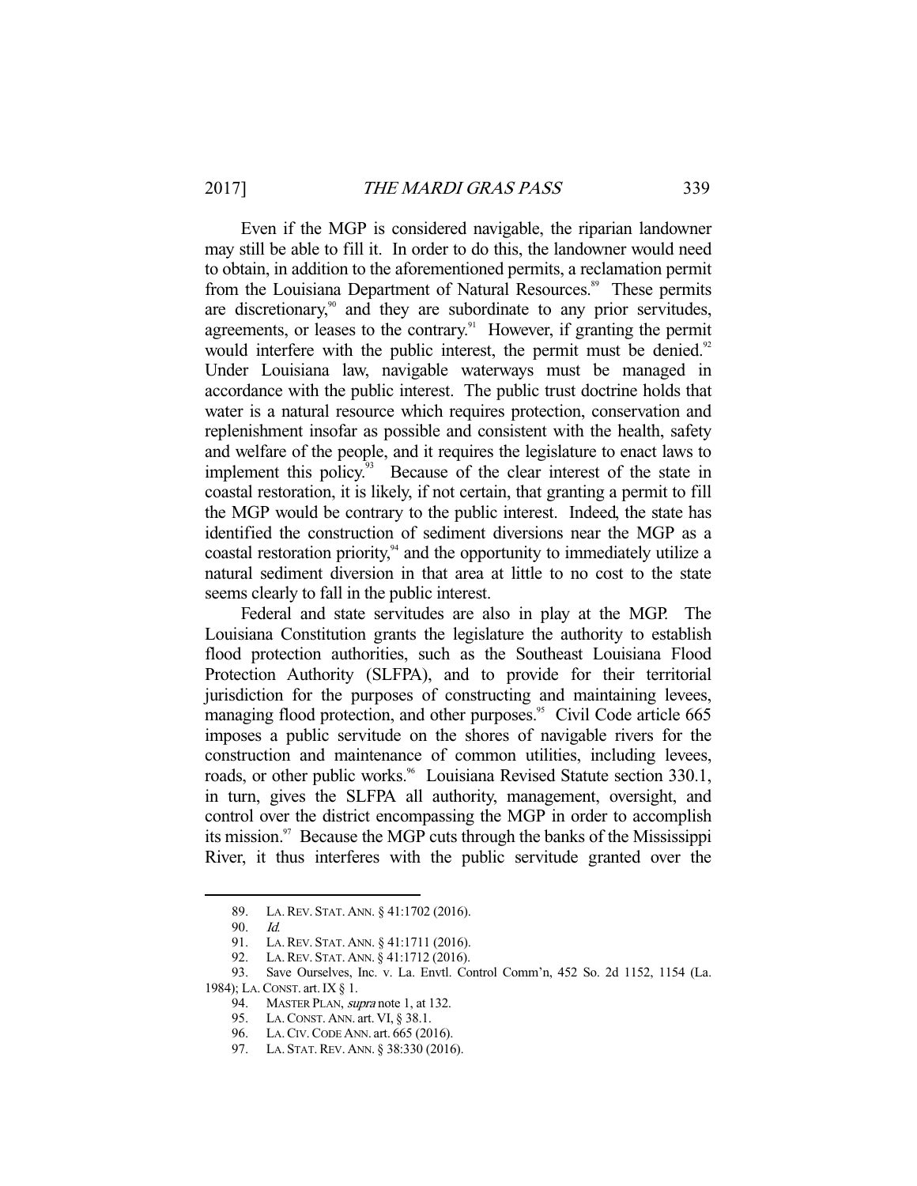Even if the MGP is considered navigable, the riparian landowner may still be able to fill it. In order to do this, the landowner would need to obtain, in addition to the aforementioned permits, a reclamation permit from the Louisiana Department of Natural Resources.[89] These permits are discretionary,[90] and they are subordinate to any prior servitudes, agreements, or leases to the contrary.[91] However, if granting the permit would interfere with the public interest, the permit must be denied.[92] Under Louisiana law, navigable waterways must be managed in accordance with the public interest. The public trust doctrine holds that water is a natural resource which requires protection, conservation and replenishment insofar as possible and consistent with the health, safety and welfare of the people, and it requires the legislature to enact laws to implement this policy.[93] Because of the clear interest of the state in coastal restoration, it is likely, if not certain, that granting a permit to fill the MGP would be contrary to the public interest. Indeed, the state has identified the construction of sediment diversions near the MGP as a coastal restoration priority,[94] and the opportunity to immediately utilize a natural sediment diversion in that area at little to no cost to the state seems clearly to fall in the public interest.

Federal and state servitudes are also in play at the MGP. The Louisiana Constitution grants the legislature the authority to establish flood protection authorities, such as the Southeast Louisiana Flood Protection Authority (SLFPA), and to provide for their territorial jurisdiction for the purposes of constructing and maintaining levees, managing flood protection, and other purposes.[95] Civil Code article 665 imposes a public servitude on the shores of navigable rivers for the construction and maintenance of common utilities, including levees, roads, or other public works.[96] Louisiana Revised Statute section 330.1, in turn, gives the SLFPA all authority, management, oversight, and control over the district encompassing the MGP in order to accomplish its mission.[97] Because the MGP cuts through the banks of the Mississippi River, it thus interferes with the public servitude granted over the

89. LA. REV. STAT. ANN. § 41:1702 (2016).

90. *Id.*

91. LA. REV. STAT. ANN. § 41:1711 (2016).

92. LA. REV. STAT. ANN. § 41:1712 (2016).

93. Save Ourselves, Inc. v. La. Envtl. Control Comm'n, 452 So. 2d 1152, 1154 (La. 1984); LA. CONST. art. IX § 1.

94. MASTER PLAN, *supra* note 1, at 132.

95. LA. CONST. ANN. art. VI, § 38.1.

96. LA. CIV. CODE ANN. art. 665 (2016).

97. LA. STAT. REV. ANN. § 38:330 (2016).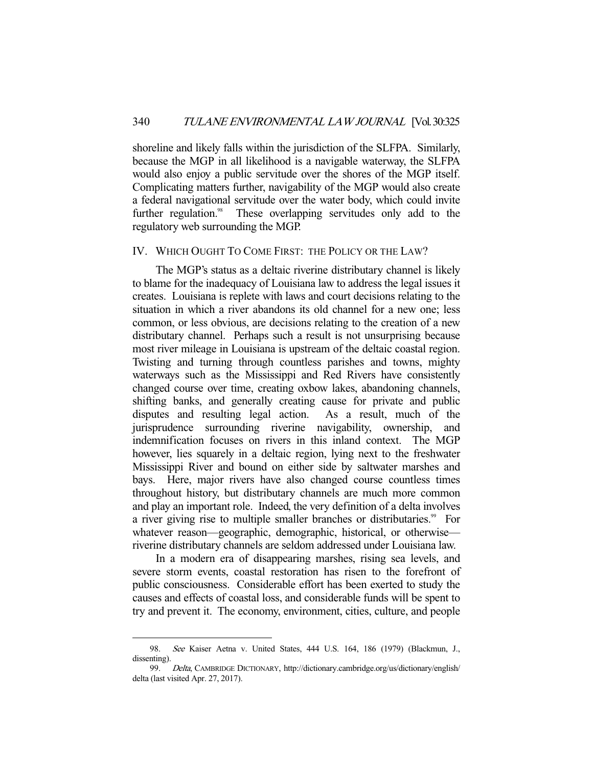shoreline and likely falls within the jurisdiction of the SLFPA. Similarly, because the MGP in all likelihood is a navigable waterway, the SLFPA would also enjoy a public servitude over the shores of the MGP itself. Complicating matters further, navigability of the MGP would also create a federal navigational servitude over the water body, which could invite further regulation.[98] These overlapping servitudes only add to the regulatory web surrounding the MGP.

## IV. WHICH OUGHT TO COME FIRST: THE POLICY OR THE LAW?

The MGP's status as a deltaic riverine distributary channel is likely to blame for the inadequacy of Louisiana law to address the legal issues it creates. Louisiana is replete with laws and court decisions relating to the situation in which a river abandons its old channel for a new one; less common, or less obvious, are decisions relating to the creation of a new distributary channel. Perhaps such a result is not unsurprising because most river mileage in Louisiana is upstream of the deltaic coastal region. Twisting and turning through countless parishes and towns, mighty waterways such as the Mississippi and Red Rivers have consistently changed course over time, creating oxbow lakes, abandoning channels, shifting banks, and generally creating cause for private and public disputes and resulting legal action. As a result, much of the jurisprudence surrounding riverine navigability, ownership, and indemnification focuses on rivers in this inland context. The MGP however, lies squarely in a deltaic region, lying next to the freshwater Mississippi River and bound on either side by saltwater marshes and bays. Here, major rivers have also changed course countless times throughout history, but distributary channels are much more common and play an important role. Indeed, the very definition of a delta involves a river giving rise to multiple smaller branches or distributaries.[99] For whatever reason—geographic, demographic, historical, or otherwise—riverine distributary channels are seldom addressed under Louisiana law.

In a modern era of disappearing marshes, rising sea levels, and severe storm events, coastal restoration has risen to the forefront of public consciousness. Considerable effort has been exerted to study the causes and effects of coastal loss, and considerable funds will be spent to try and prevent it. The economy, environment, cities, culture, and people

---

98. *See* Kaiser Aetna v. United States, 444 U.S. 164, 186 (1979) (Blackmun, J., dissenting).

99. *Delta*, CAMBRIDGE DICTIONARY, http://dictionary.cambridge.org/us/dictionary/english/delta (last visited Apr. 27, 2017).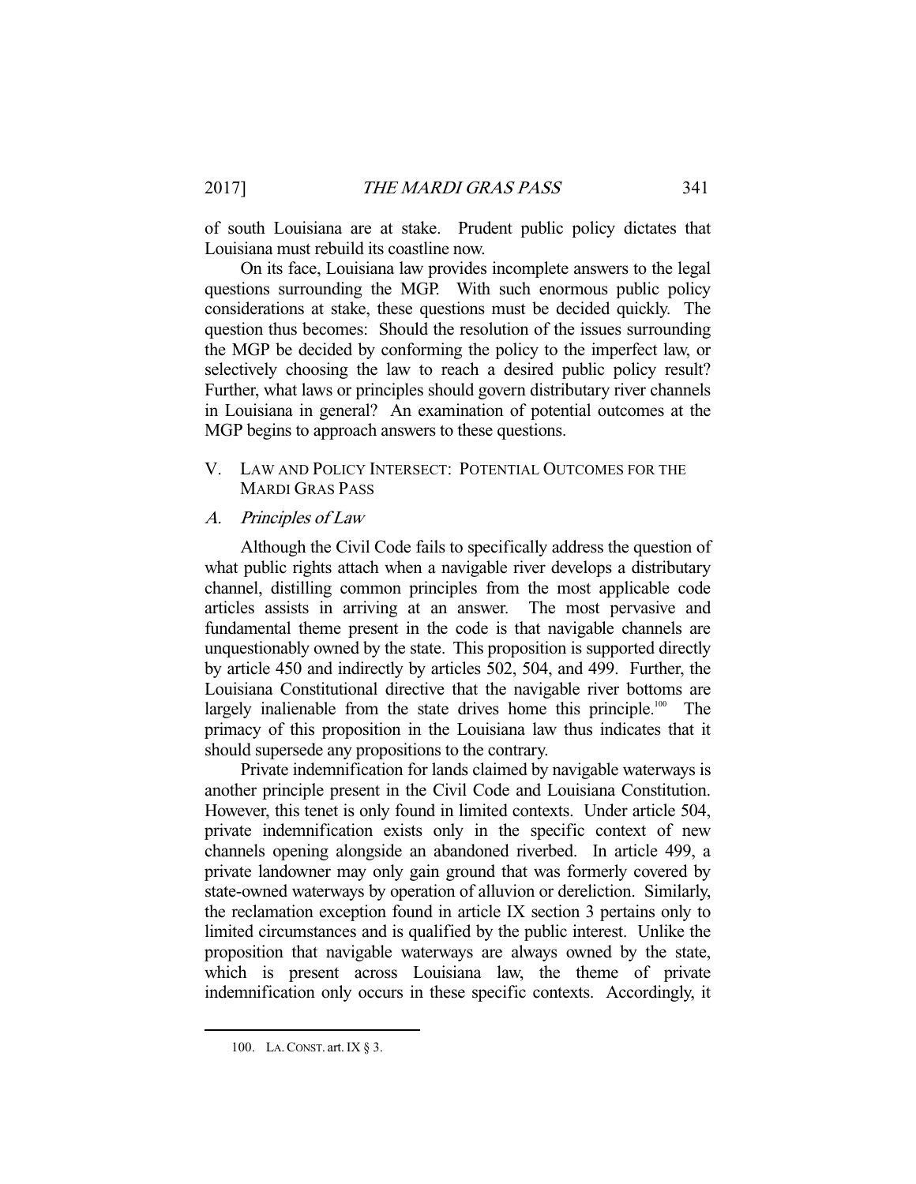of south Louisiana are at stake. Prudent public policy dictates that Louisiana must rebuild its coastline now.

On its face, Louisiana law provides incomplete answers to the legal questions surrounding the MGP. With such enormous public policy considerations at stake, these questions must be decided quickly. The question thus becomes: Should the resolution of the issues surrounding the MGP be decided by conforming the policy to the imperfect law, or selectively choosing the law to reach a desired public policy result? Further, what laws or principles should govern distributary river channels in Louisiana in general? An examination of potential outcomes at the MGP begins to approach answers to these questions.

## V. LAW AND POLICY INTERSECT: POTENTIAL OUTCOMES FOR THE MARDI GRAS PASS

### A. *Principles of Law*

Although the Civil Code fails to specifically address the question of what public rights attach when a navigable river develops a distributary channel, distilling common principles from the most applicable code articles assists in arriving at an answer. The most pervasive and fundamental theme present in the code is that navigable channels are unquestionably owned by the state. This proposition is supported directly by article 450 and indirectly by articles 502, 504, and 499. Further, the Louisiana Constitutional directive that the navigable river bottoms are largely inalienable from the state drives home this principle.[100] The primacy of this proposition in the Louisiana law thus indicates that it should supersede any propositions to the contrary.

Private indemnification for lands claimed by navigable waterways is another principle present in the Civil Code and Louisiana Constitution. However, this tenet is only found in limited contexts. Under article 504, private indemnification exists only in the specific context of new channels opening alongside an abandoned riverbed. In article 499, a private landowner may only gain ground that was formerly covered by state-owned waterways by operation of alluvion or dereliction. Similarly, the reclamation exception found in article IX section 3 pertains only to limited circumstances and is qualified by the public interest. Unlike the proposition that navigable waterways are always owned by the state, which is present across Louisiana law, the theme of private indemnification only occurs in these specific contexts. Accordingly, it

100. LA. CONST. art. IX § 3.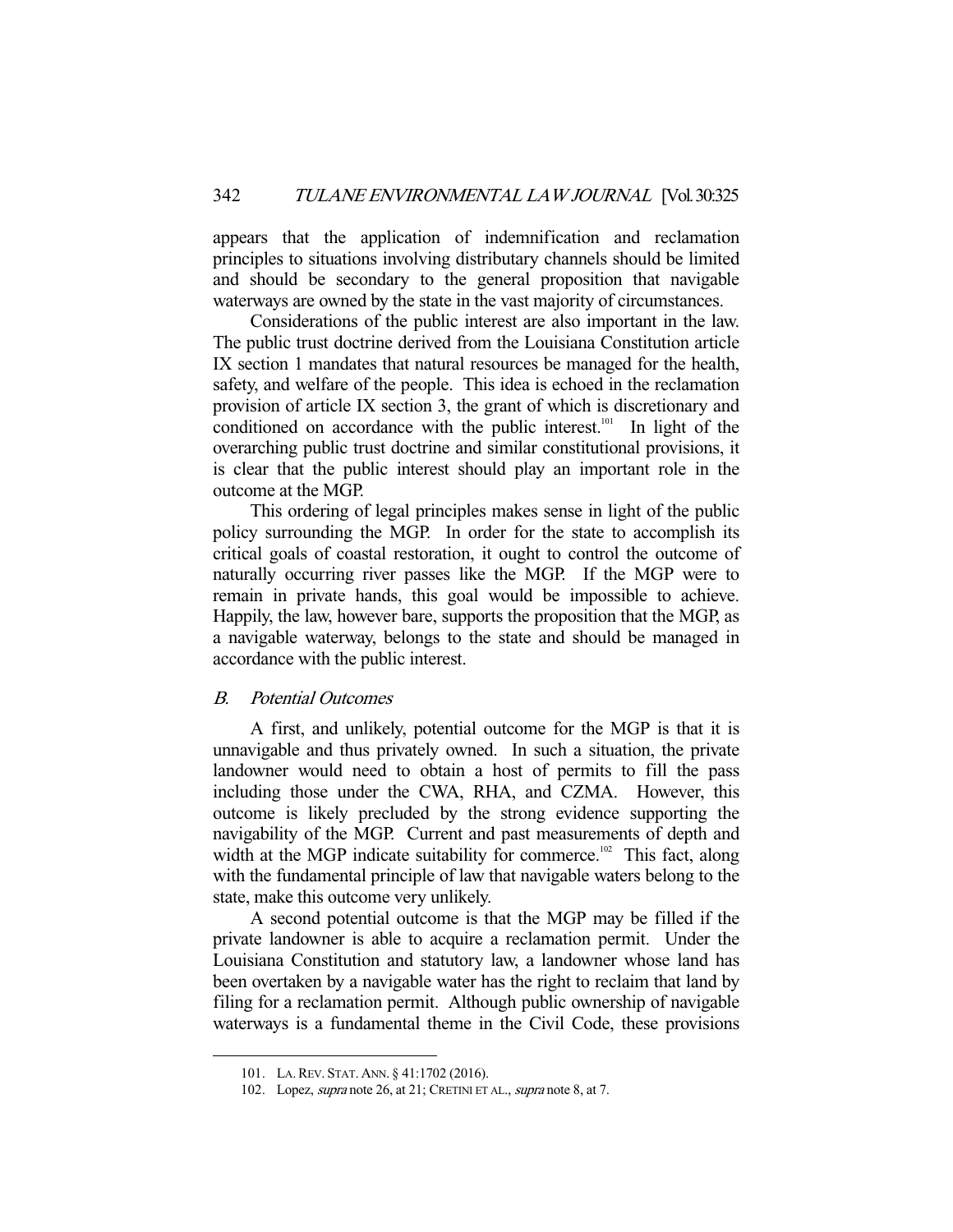appears that the application of indemnification and reclamation principles to situations involving distributary channels should be limited and should be secondary to the general proposition that navigable waterways are owned by the state in the vast majority of circumstances.

Considerations of the public interest are also important in the law. The public trust doctrine derived from the Louisiana Constitution article IX section 1 mandates that natural resources be managed for the health, safety, and welfare of the people. This idea is echoed in the reclamation provision of article IX section 3, the grant of which is discretionary and conditioned on accordance with the public interest.[101] In light of the overarching public trust doctrine and similar constitutional provisions, it is clear that the public interest should play an important role in the outcome at the MGP.

This ordering of legal principles makes sense in light of the public policy surrounding the MGP. In order for the state to accomplish its critical goals of coastal restoration, it ought to control the outcome of naturally occurring river passes like the MGP. If the MGP were to remain in private hands, this goal would be impossible to achieve. Happily, the law, however bare, supports the proposition that the MGP, as a navigable waterway, belongs to the state and should be managed in accordance with the public interest.

### *B. Potential Outcomes*

A first, and unlikely, potential outcome for the MGP is that it is unnavigable and thus privately owned. In such a situation, the private landowner would need to obtain a host of permits to fill the pass including those under the CWA, RHA, and CZMA. However, this outcome is likely precluded by the strong evidence supporting the navigability of the MGP. Current and past measurements of depth and width at the MGP indicate suitability for commerce.[102] This fact, along with the fundamental principle of law that navigable waters belong to the state, make this outcome very unlikely.

A second potential outcome is that the MGP may be filled if the private landowner is able to acquire a reclamation permit. Under the Louisiana Constitution and statutory law, a landowner whose land has been overtaken by a navigable water has the right to reclaim that land by filing for a reclamation permit. Although public ownership of navigable waterways is a fundamental theme in the Civil Code, these provisions

---

101. LA. REV. STAT. ANN. § 41:1702 (2016).

102. Lopez, *supra* note 26, at 21; CRETINI ET AL., *supra* note 8, at 7.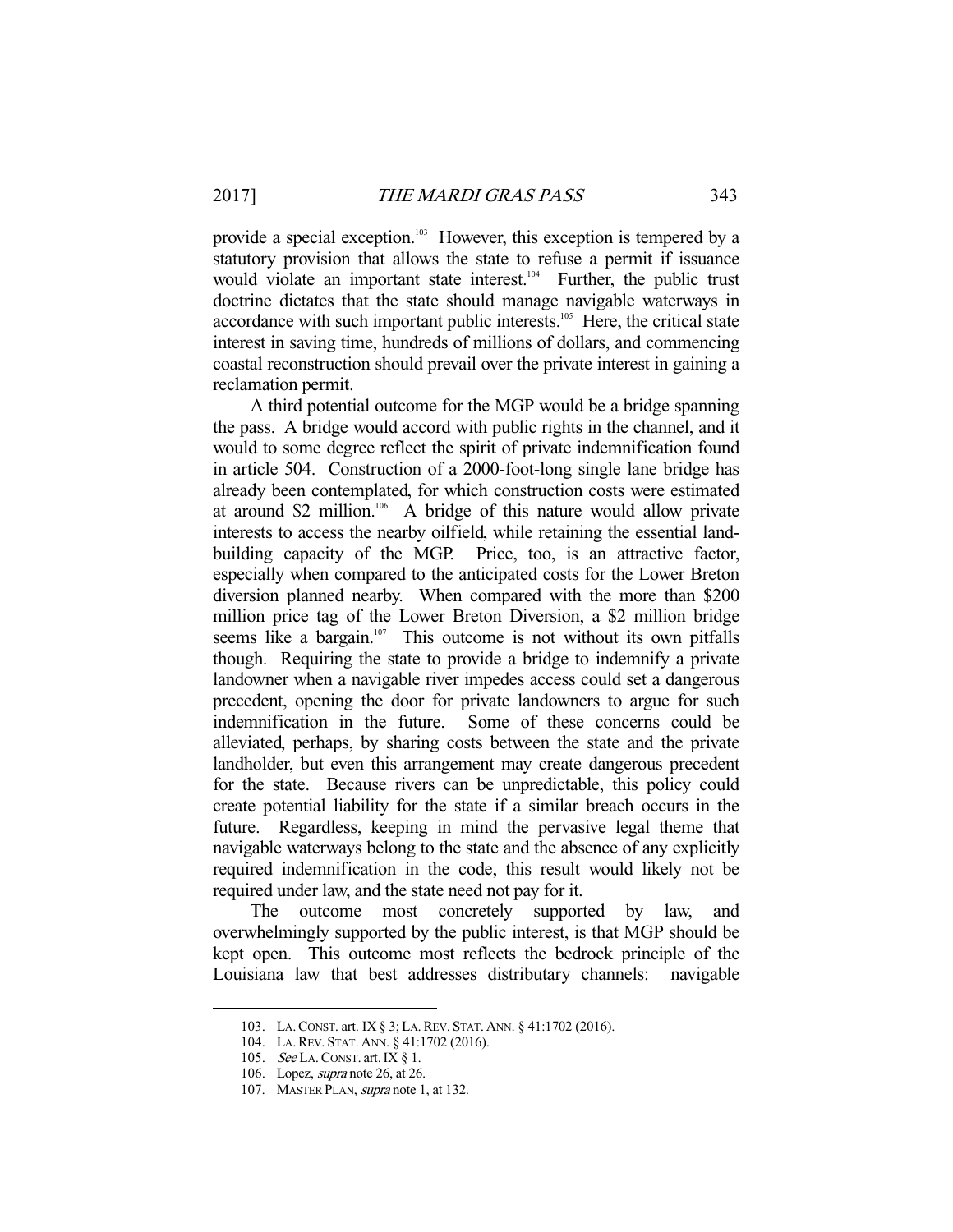provide a special exception.[103] However, this exception is tempered by a statutory provision that allows the state to refuse a permit if issuance would violate an important state interest.[104] Further, the public trust doctrine dictates that the state should manage navigable waterways in accordance with such important public interests.[105] Here, the critical state interest in saving time, hundreds of millions of dollars, and commencing coastal reconstruction should prevail over the private interest in gaining a reclamation permit.

A third potential outcome for the MGP would be a bridge spanning the pass. A bridge would accord with public rights in the channel, and it would to some degree reflect the spirit of private indemnification found in article 504. Construction of a 2000-foot-long single lane bridge has already been contemplated, for which construction costs were estimated at around $2 million.[106] A bridge of this nature would allow private interests to access the nearby oilfield, while retaining the essential land-building capacity of the MGP. Price, too, is an attractive factor, especially when compared to the anticipated costs for the Lower Breton diversion planned nearby. When compared with the more than $200 million price tag of the Lower Breton Diversion, a $2 million bridge seems like a bargain.[107] This outcome is not without its own pitfalls though. Requiring the state to provide a bridge to indemnify a private landowner when a navigable river impedes access could set a dangerous precedent, opening the door for private landowners to argue for such indemnification in the future. Some of these concerns could be alleviated, perhaps, by sharing costs between the state and the private landholder, but even this arrangement may create dangerous precedent for the state. Because rivers can be unpredictable, this policy could create potential liability for the state if a similar breach occurs in the future. Regardless, keeping in mind the pervasive legal theme that navigable waterways belong to the state and the absence of any explicitly required indemnification in the code, this result would likely not be required under law, and the state need not pay for it.

The outcome most concretely supported by law, and overwhelmingly supported by the public interest, is that MGP should be kept open. This outcome most reflects the bedrock principle of the Louisiana law that best addresses distributary channels: navigable

---

103. LA. CONST. art. IX § 3; LA. REV. STAT. ANN. § 41:1702 (2016).

104. LA. REV. STAT. ANN. § 41:1702 (2016).

105. *See* LA. CONST. art. IX § 1.

106. Lopez, *supra* note 26, at 26.

107. MASTER PLAN, *supra* note 1, at 132.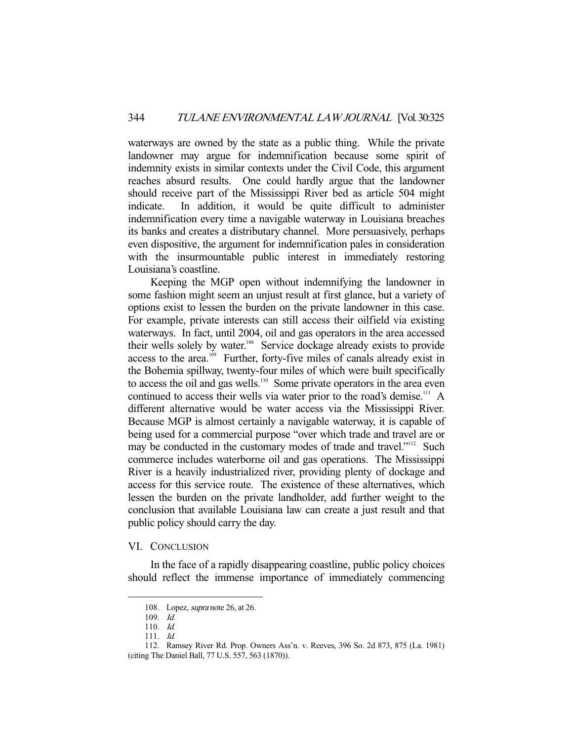waterways are owned by the state as a public thing. While the private landowner may argue for indemnification because some spirit of indemnity exists in similar contexts under the Civil Code, this argument reaches absurd results. One could hardly argue that the landowner should receive part of the Mississippi River bed as article 504 might indicate. In addition, it would be quite difficult to administer indemnification every time a navigable waterway in Louisiana breaches its banks and creates a distributary channel. More persuasively, perhaps even dispositive, the argument for indemnification pales in consideration with the insurmountable public interest in immediately restoring Louisiana's coastline.

Keeping the MGP open without indemnifying the landowner in some fashion might seem an unjust result at first glance, but a variety of options exist to lessen the burden on the private landowner in this case. For example, private interests can still access their oilfield via existing waterways. In fact, until 2004, oil and gas operators in the area accessed their wells solely by water.[108] Service dockage already exists to provide access to the area.[109] Further, forty-five miles of canals already exist in the Bohemia spillway, twenty-four miles of which were built specifically to access the oil and gas wells.[110] Some private operators in the area even continued to access their wells via water prior to the road's demise.[111] A different alternative would be water access via the Mississippi River. Because MGP is almost certainly a navigable waterway, it is capable of being used for a commercial purpose "over which trade and travel are or may be conducted in the customary modes of trade and travel."[112] Such commerce includes waterborne oil and gas operations. The Mississippi River is a heavily industrialized river, providing plenty of dockage and access for this service route. The existence of these alternatives, which lessen the burden on the private landholder, add further weight to the conclusion that available Louisiana law can create a just result and that public policy should carry the day.

## VI. Conclusion

In the face of a rapidly disappearing coastline, public policy choices should reflect the immense importance of immediately commencing

---

108. Lopez, *supra* note 26, at 26.

109. *Id.*

110. *Id.*

111. *Id.*

112. Ramsey River Rd. Prop. Owners Ass'n. v. Reeves, 396 So. 2d 873, 875 (La. 1981) (citing The Daniel Ball, 77 U.S. 557, 563 (1870)).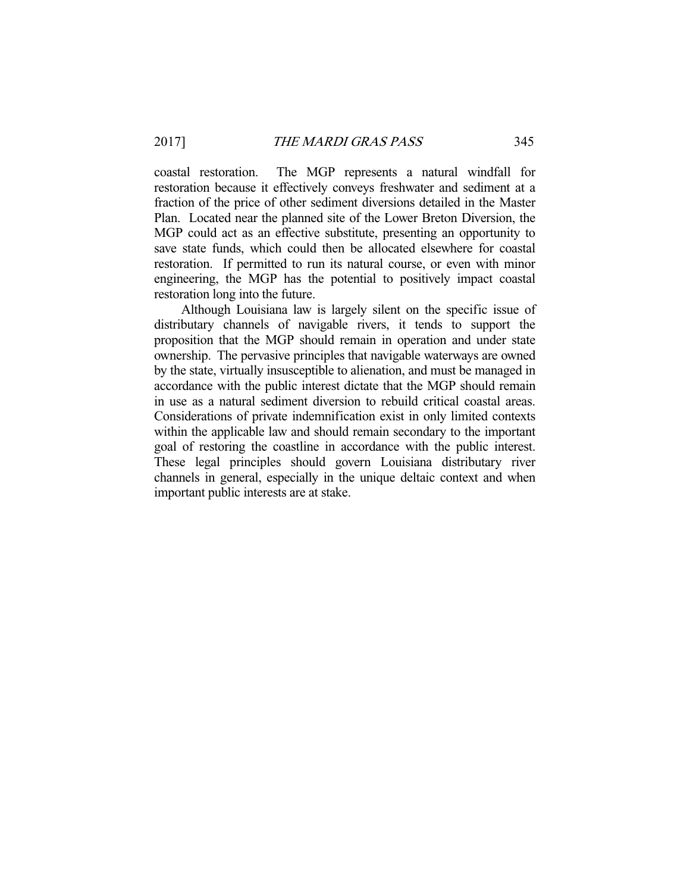coastal restoration. The MGP represents a natural windfall for restoration because it effectively conveys freshwater and sediment at a fraction of the price of other sediment diversions detailed in the Master Plan. Located near the planned site of the Lower Breton Diversion, the MGP could act as an effective substitute, presenting an opportunity to save state funds, which could then be allocated elsewhere for coastal restoration. If permitted to run its natural course, or even with minor engineering, the MGP has the potential to positively impact coastal restoration long into the future.

Although Louisiana law is largely silent on the specific issue of distributary channels of navigable rivers, it tends to support the proposition that the MGP should remain in operation and under state ownership. The pervasive principles that navigable waterways are owned by the state, virtually insusceptible to alienation, and must be managed in accordance with the public interest dictate that the MGP should remain in use as a natural sediment diversion to rebuild critical coastal areas. Considerations of private indemnification exist in only limited contexts within the applicable law and should remain secondary to the important goal of restoring the coastline in accordance with the public interest. These legal principles should govern Louisiana distributary river channels in general, especially in the unique deltaic context and when important public interests are at stake.